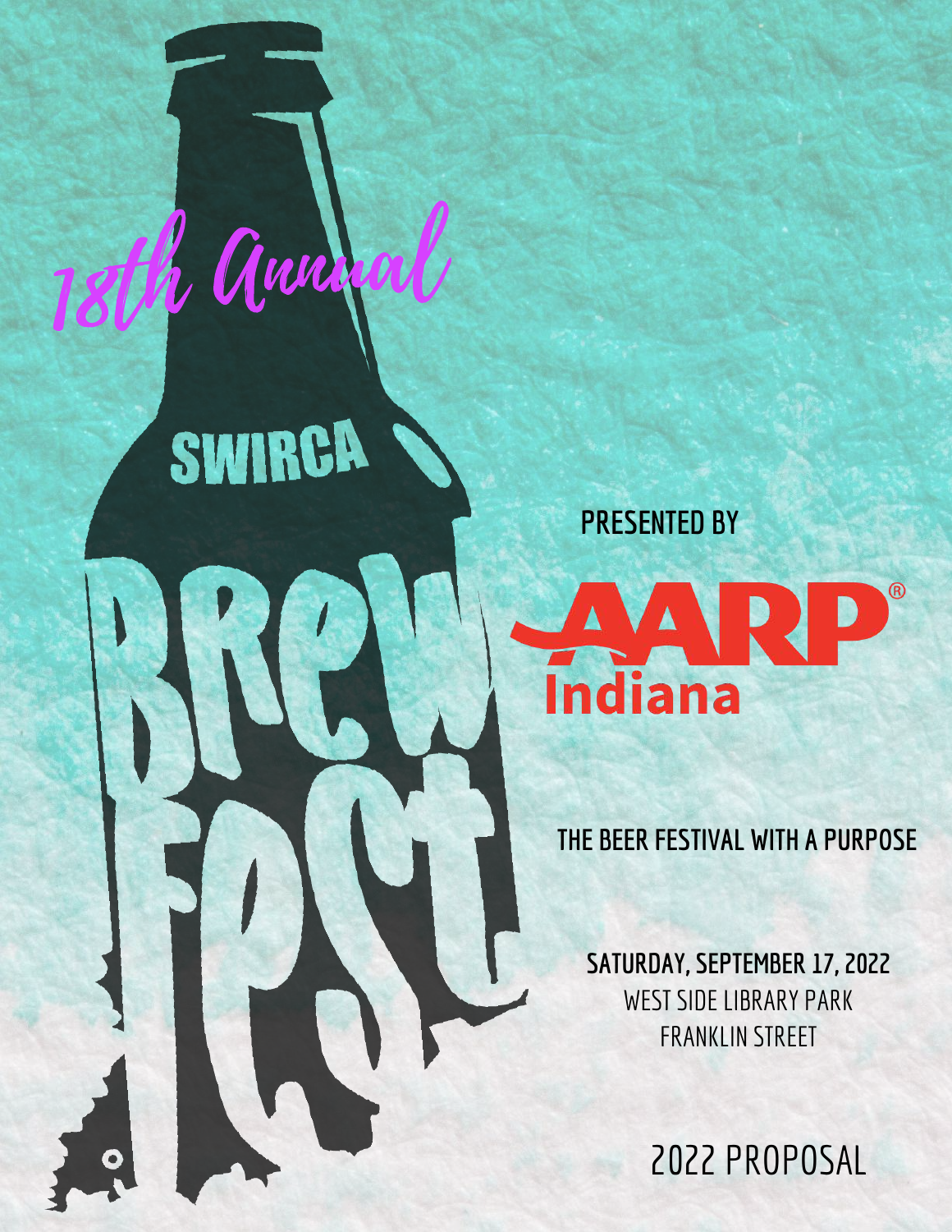# 18th Annual SWIRCA Brew Fest

PRESENTED BY

AARP® Indiana

THE BEER FESTIVAL WITH A PURPOSE

**SATURDAY, SEPTEMBER 17, 2022**
WEST SIDE LIBRARY PARK
FRANKLIN STREET

2022 PROPOSAL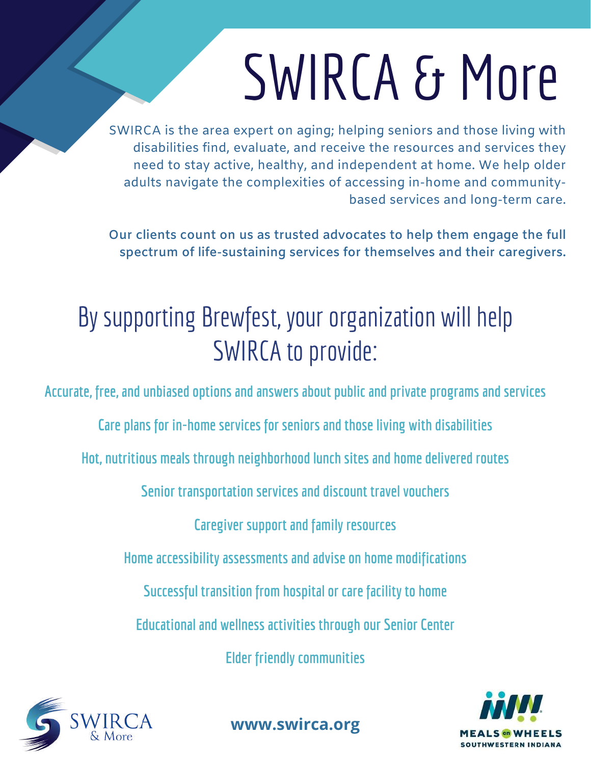# SWIRCA & More

SWIRCA is the area expert on aging; helping seniors and those living with disabilities find, evaluate, and receive the resources and services they need to stay active, healthy, and independent at home. We help older adults navigate the complexities of accessing in-home and community-based services and long-term care.

**Our clients count on us as trusted advocates to help them engage the full spectrum of life-sustaining services for themselves and their caregivers.**

## By supporting Brewfest, your organization will help SWIRCA to provide:

Accurate, free, and unbiased options and answers about public and private programs and services

Care plans for in-home services for seniors and those living with disabilities

Hot, nutritious meals through neighborhood lunch sites and home delivered routes

Senior transportation services and discount travel vouchers

Caregiver support and family resources

Home accessibility assessments and advise on home modifications

Successful transition from hospital or care facility to home

Educational and wellness activities through our Senior Center

Elder friendly communities

SWIRCA & More

**www.swirca.org**

MEALS on WHEELS SOUTHWESTERN INDIANA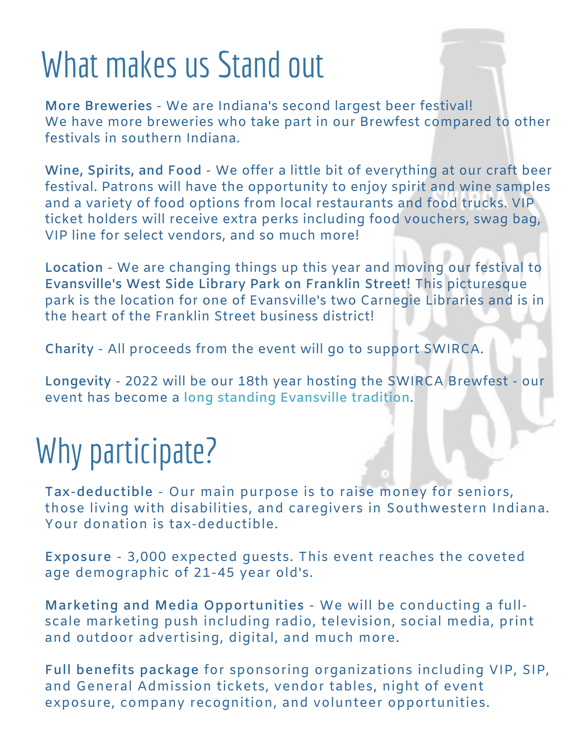# What makes us Stand out

**More Breweries** - We are Indiana's second largest beer festival! We have more breweries who take part in our Brewfest compared to other festivals in southern Indiana.

**Wine, Spirits, and Food** - We offer a little bit of everything at our craft beer festival. Patrons will have the opportunity to enjoy spirit and wine samples and a variety of food options from local restaurants and food trucks. VIP ticket holders will receive extra perks including food vouchers, swag bag, VIP line for select vendors, and so much more!

**Location** - We are changing things up this year and moving our festival to **Evansville's West Side Library Park on Franklin Street!** This picturesque park is the location for one of Evansville's two Carnegie Libraries and is in the heart of the Franklin Street business district!

**Charity** - All proceeds from the event will go to support SWIRCA.

**Longevity** - 2022 will be our 18th year hosting the SWIRCA Brewfest - our event has become a long standing Evansville tradition.

# Why participate?

**Tax-deductible** - Our main purpose is to raise money for seniors, those living with disabilities, and caregivers in Southwestern Indiana. Your donation is tax-deductible.

**Exposure** - 3,000 expected guests. This event reaches the coveted age demographic of 21-45 year old's.

**Marketing and Media Opportunities** - We will be conducting a full-scale marketing push including radio, television, social media, print and outdoor advertising, digital, and much more.

**Full benefits package** for sponsoring organizations including VIP, SIP, and General Admission tickets, vendor tables, night of event exposure, company recognition, and volunteer opportunities.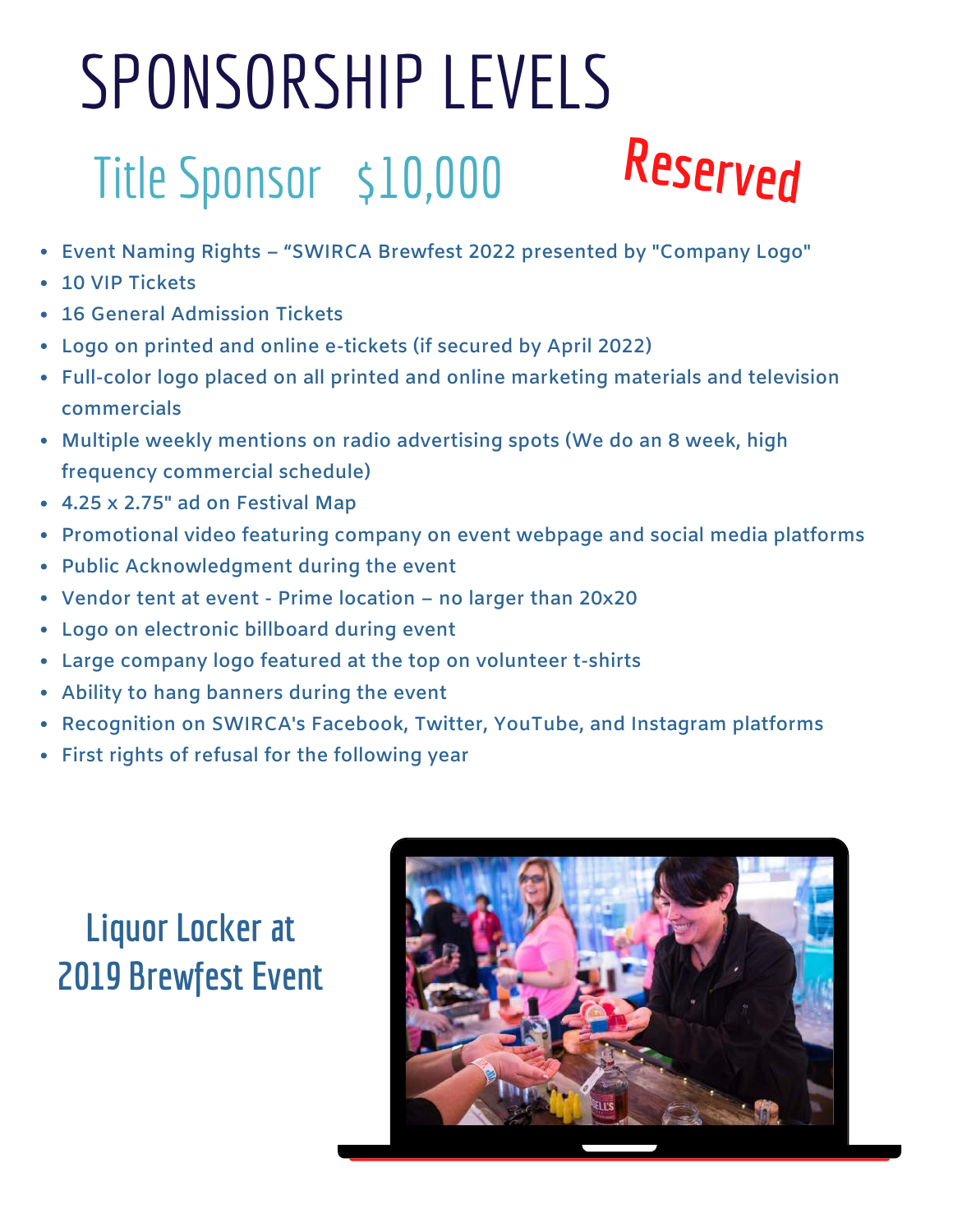# SPONSORSHIP LEVELS

## Title Sponsor $10,000 Reserved

- Event Naming Rights – "SWIRCA Brewfest 2022 presented by "Company Logo"
- 10 VIP Tickets
- 16 General Admission Tickets
- Logo on printed and online e-tickets (if secured by April 2022)
- Full-color logo placed on all printed and online marketing materials and television commercials
- Multiple weekly mentions on radio advertising spots (We do an 8 week, high frequency commercial schedule)
- 4.25 x 2.75" ad on Festival Map
- Promotional video featuring company on event webpage and social media platforms
- Public Acknowledgment during the event
- Vendor tent at event - Prime location – no larger than 20x20
- Logo on electronic billboard during event
- Large company logo featured at the top on volunteer t-shirts
- Ability to hang banners during the event
- Recognition on SWIRCA's Facebook, Twitter, YouTube, and Instagram platforms
- First rights of refusal for the following year

Liquor Locker at 2019 Brewfest Event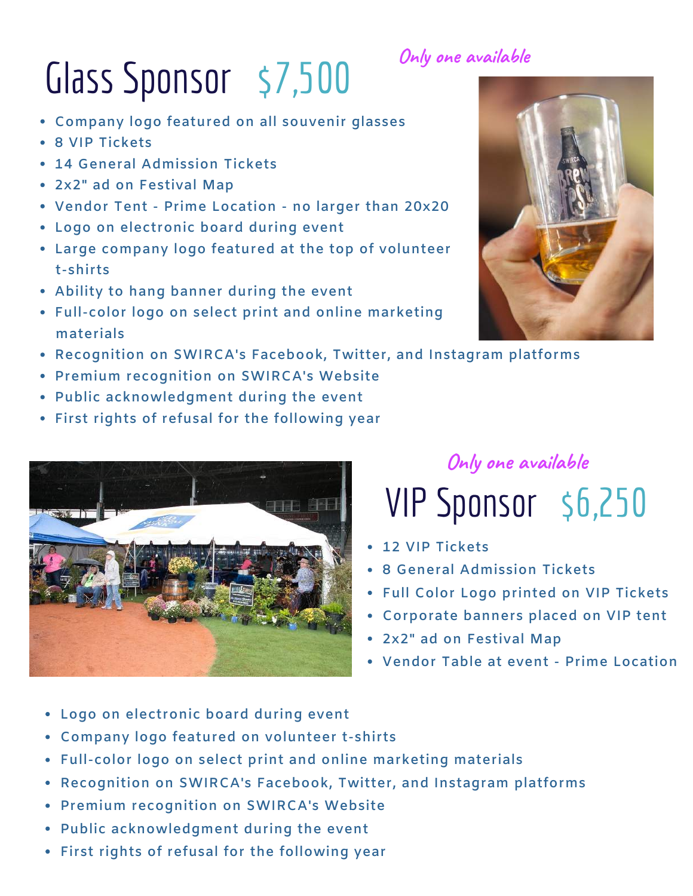*Only one available*

# Glass Sponsor $7,500

- Company logo featured on all souvenir glasses
- 8 VIP Tickets
- 14 General Admission Tickets
- 2x2" ad on Festival Map
- Vendor Tent - Prime Location - no larger than 20x20
- Logo on electronic board during event
- Large company logo featured at the top of volunteer t-shirts
- Ability to hang banner during the event
- Full-color logo on select print and online marketing materials
- Recognition on SWIRCA's Facebook, Twitter, and Instagram platforms
- Premium recognition on SWIRCA's Website
- Public acknowledgment during the event
- First rights of refusal for the following year

*Only one available*

# VIP Sponsor $6,250

- 12 VIP Tickets
- 8 General Admission Tickets
- Full Color Logo printed on VIP Tickets
- Corporate banners placed on VIP tent
- 2x2" ad on Festival Map
- Vendor Table at event - Prime Location
- Logo on electronic board during event
- Company logo featured on volunteer t-shirts
- Full-color logo on select print and online marketing materials
- Recognition on SWIRCA's Facebook, Twitter, and Instagram platforms
- Premium recognition on SWIRCA's Website
- Public acknowledgment during the event
- First rights of refusal for the following year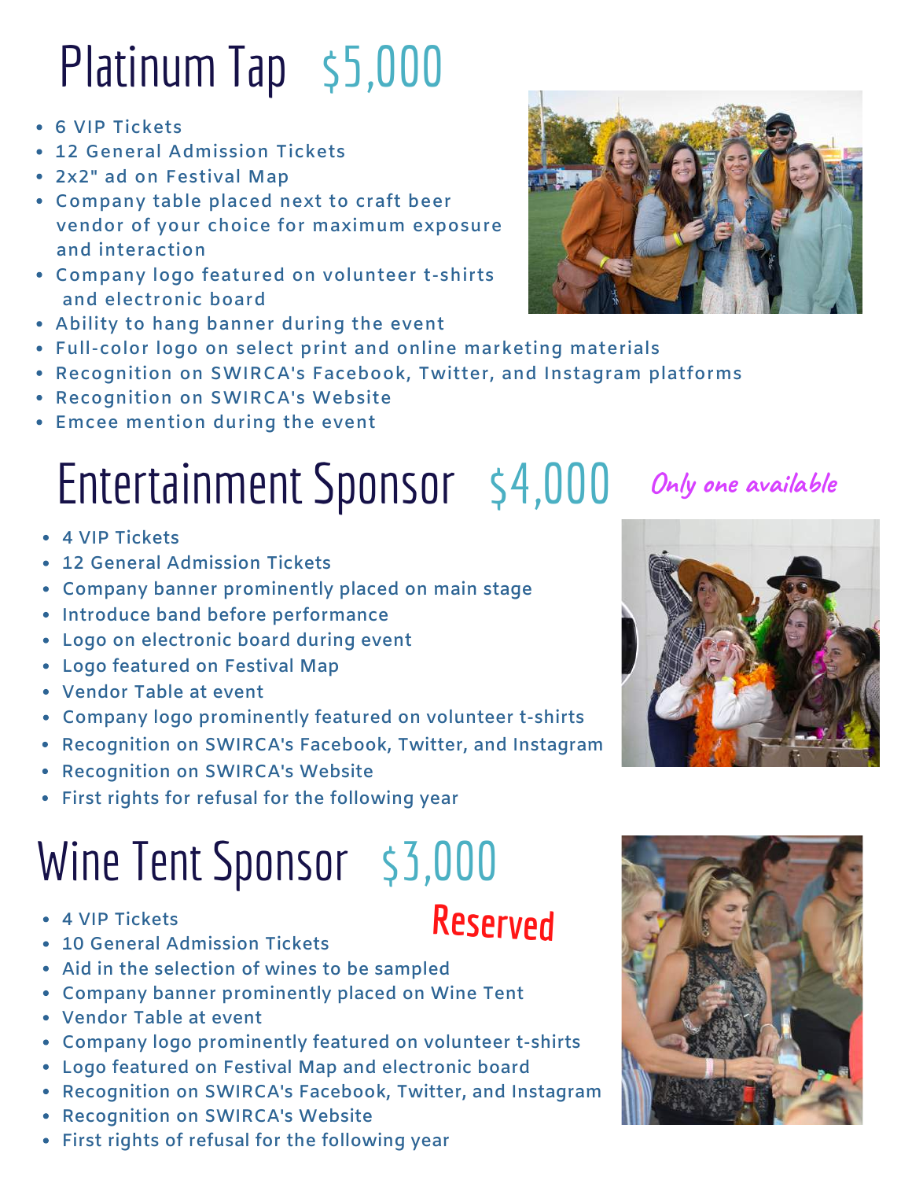# Platinum Tap $5,000

- 6 VIP Tickets
- 12 General Admission Tickets
- 2x2" ad on Festival Map
- Company table placed next to craft beer vendor of your choice for maximum exposure and interaction
- Company logo featured on volunteer t-shirts and electronic board
- Ability to hang banner during the event
- Full-color logo on select print and online marketing materials
- Recognition on SWIRCA's Facebook, Twitter, and Instagram platforms
- Recognition on SWIRCA's Website
- Emcee mention during the event

# Entertainment Sponsor $4,000

*Only one available*

- 4 VIP Tickets
- 12 General Admission Tickets
- Company banner prominently placed on main stage
- Introduce band before performance
- Logo on electronic board during event
- Logo featured on Festival Map
- Vendor Table at event
- Company logo prominently featured on volunteer t-shirts
- Recognition on SWIRCA's Facebook, Twitter, and Instagram
- Recognition on SWIRCA's Website
- First rights for refusal for the following year

# Wine Tent Sponsor $3,000

**Reserved**

- 4 VIP Tickets
- 10 General Admission Tickets
- Aid in the selection of wines to be sampled
- Company banner prominently placed on Wine Tent
- Vendor Table at event
- Company logo prominently featured on volunteer t-shirts
- Logo featured on Festival Map and electronic board
- Recognition on SWIRCA's Facebook, Twitter, and Instagram
- Recognition on SWIRCA's Website
- First rights of refusal for the following year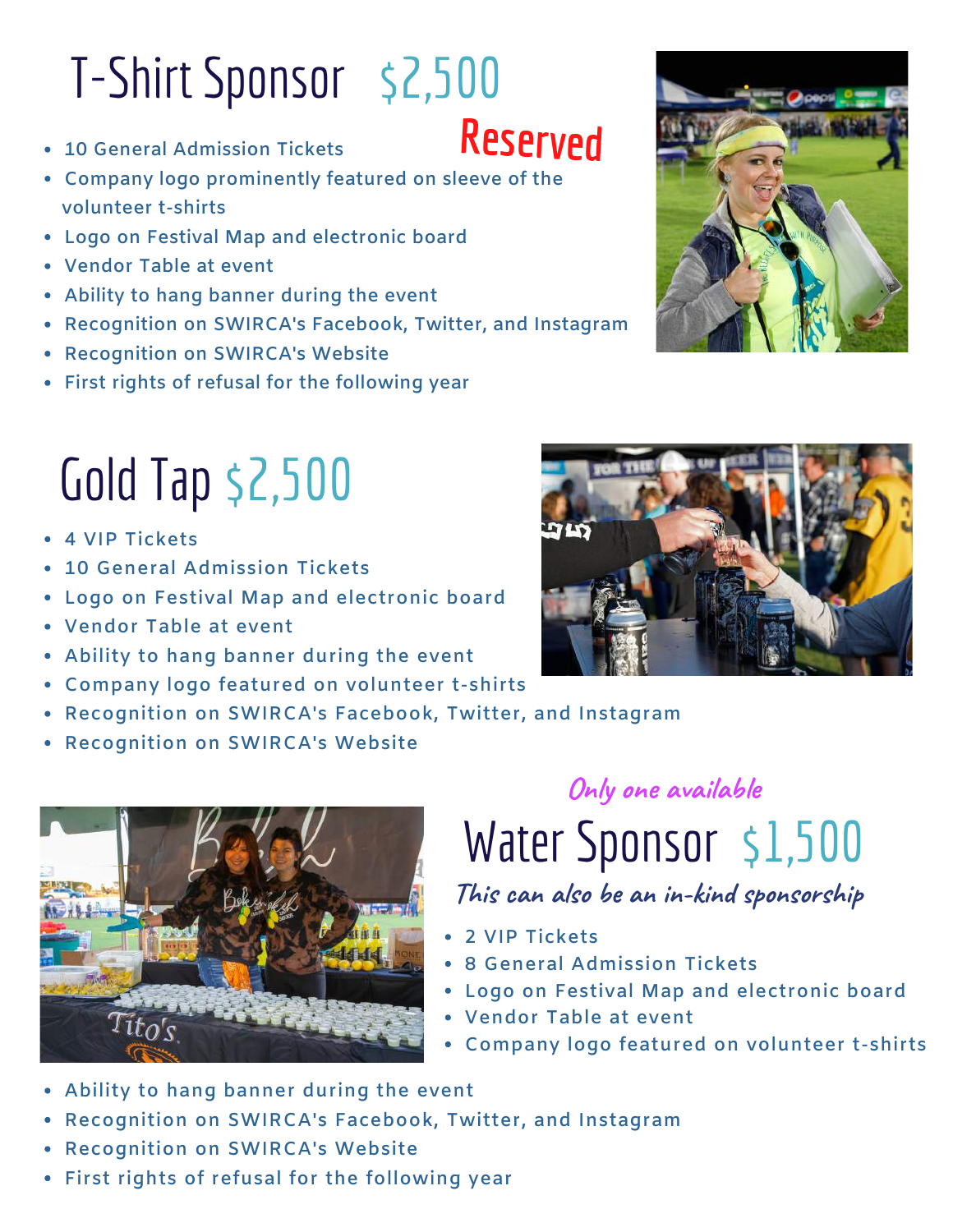# T-Shirt Sponsor $2,500

**Reserved**

- 10 General Admission Tickets
- Company logo prominently featured on sleeve of the volunteer t-shirts
- Logo on Festival Map and electronic board
- Vendor Table at event
- Ability to hang banner during the event
- Recognition on SWIRCA's Facebook, Twitter, and Instagram
- Recognition on SWIRCA's Website
- First rights of refusal for the following year

# Gold Tap $2,500

- 4 VIP Tickets
- 10 General Admission Tickets
- Logo on Festival Map and electronic board
- Vendor Table at event
- Ability to hang banner during the event
- Company logo featured on volunteer t-shirts
- Recognition on SWIRCA's Facebook, Twitter, and Instagram
- Recognition on SWIRCA's Website

*Only one available*

# Water Sponsor $1,500

*This can also be an in-kind sponsorship*

- 2 VIP Tickets
- 8 General Admission Tickets
- Logo on Festival Map and electronic board
- Vendor Table at event
- Company logo featured on volunteer t-shirts
- Ability to hang banner during the event
- Recognition on SWIRCA's Facebook, Twitter, and Instagram
- Recognition on SWIRCA's Website
- First rights of refusal for the following year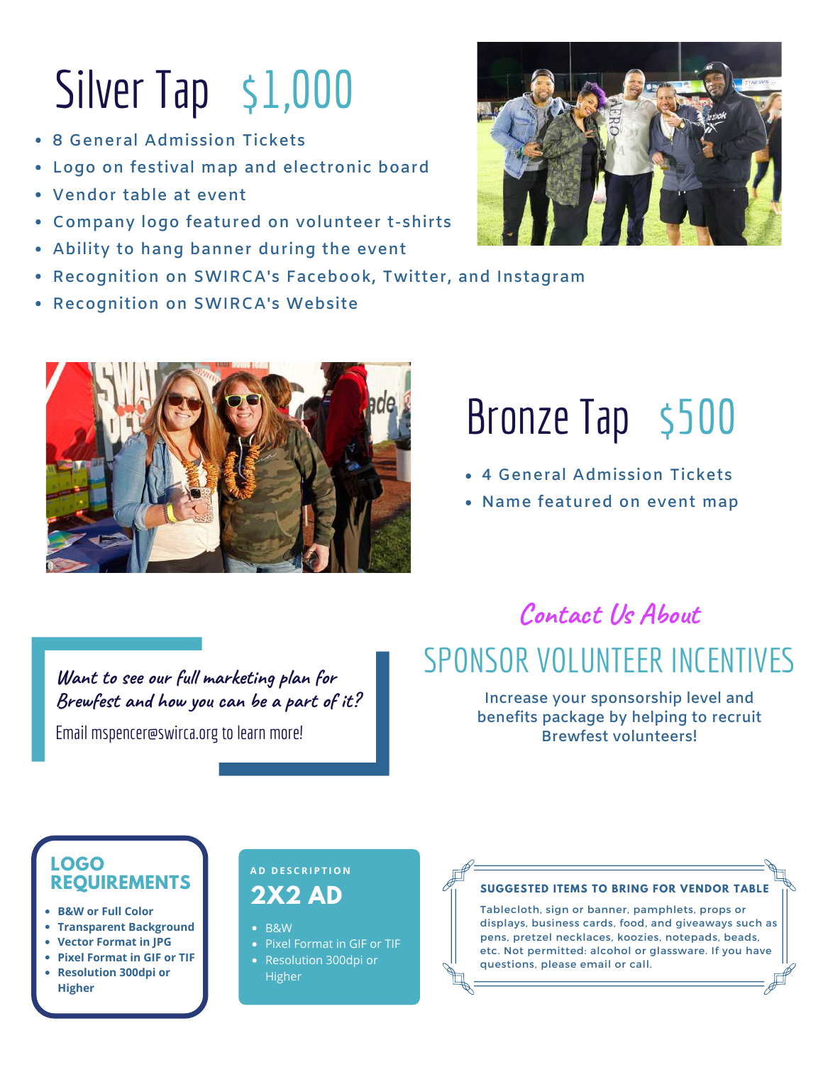# Silver Tap $1,000

- 8 General Admission Tickets
- Logo on festival map and electronic board
- Vendor table at event
- Company logo featured on volunteer t-shirts
- Ability to hang banner during the event
- Recognition on SWIRCA's Facebook, Twitter, and Instagram
- Recognition on SWIRCA's Website

# Bronze Tap $500

- 4 General Admission Tickets
- Name featured on event map

*Want to see our full marketing plan for Brewfest and how you can be a part of it?*

Email mspencer@swirca.org to learn more!

*Contact Us About*

## SPONSOR VOLUNTEER INCENTIVES

Increase your sponsorship level and benefits package by helping to recruit Brewfest volunteers!

### LOGO REQUIREMENTS

- **B&W or Full Color**
- **Transparent Background**
- **Vector Format in JPG**
- **Pixel Format in GIF or TIF**
- **Resolution 300dpi or Higher**

AD DESCRIPTION

### 2X2 AD

- B&W
- Pixel Format in GIF or TIF
- Resolution 300dpi or Higher

**SUGGESTED ITEMS TO BRING FOR VENDOR TABLE**

Tablecloth, sign or banner, pamphlets, props or displays, business cards, food, and giveaways such as pens, pretzel necklaces, koozies, notepads, beads, etc. Not permitted: alcohol or glassware. If you have questions, please email or call.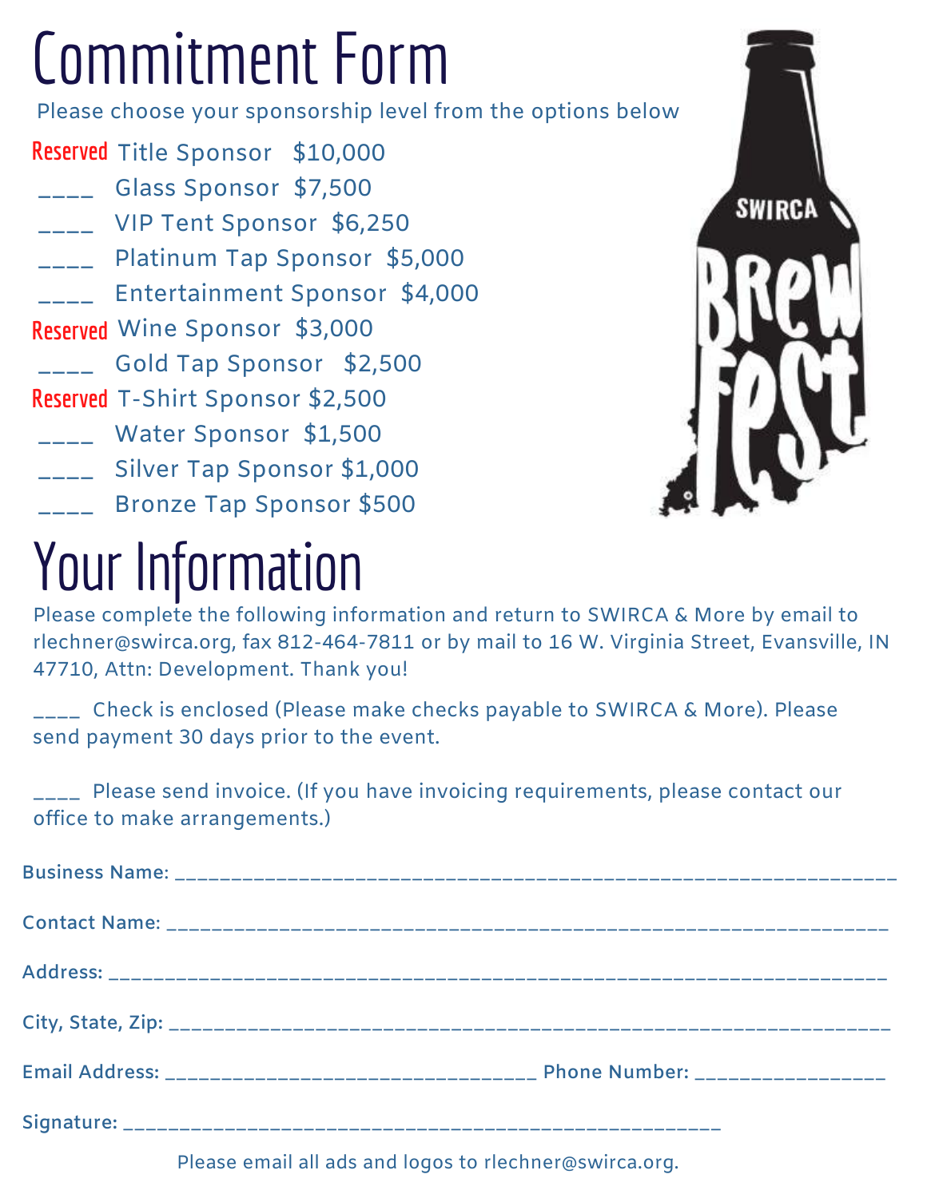# Commitment Form

Please choose your sponsorship level from the options below

Reserved Title Sponsor $10,000

____ Glass Sponsor $7,500

____ VIP Tent Sponsor $6,250

____ Platinum Tap Sponsor $5,000

____ Entertainment Sponsor $4,000

Reserved Wine Sponsor $3,000

____ Gold Tap Sponsor $2,500

Reserved T-Shirt Sponsor $2,500

____ Water Sponsor $1,500

____ Silver Tap Sponsor $1,000

____ Bronze Tap Sponsor $500

# Your Information

Please complete the following information and return to SWIRCA & More by email to rlechner@swirca.org, fax 812-464-7811 or by mail to 16 W. Virginia Street, Evansville, IN 47710, Attn: Development. Thank you!

____ Check is enclosed (Please make checks payable to SWIRCA & More). Please send payment 30 days prior to the event.

____ Please send invoice. (If you have invoicing requirements, please contact our office to make arrangements.)

Business Name: ____________________________________________________________

Contact Name: ____________________________________________________________

Address: ________________________________________________________________

City, State, Zip: __________________________________________________________

Email Address: _________________________________ Phone Number: ________________

Signature: ______________________________________________________

Please email all ads and logos to rlechner@swirca.org.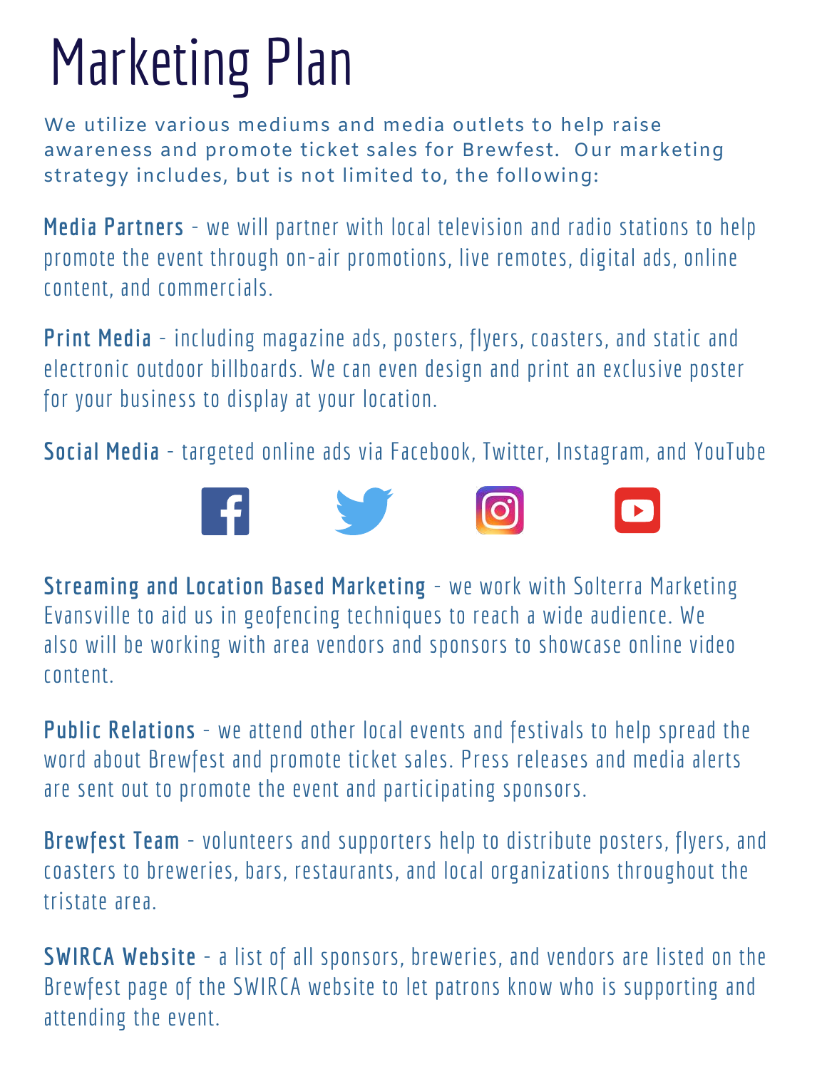# Marketing Plan

We utilize various mediums and media outlets to help raise awareness and promote ticket sales for Brewfest. Our marketing strategy includes, but is not limited to, the following:

**Media Partners** - we will partner with local television and radio stations to help promote the event through on-air promotions, live remotes, digital ads, online content, and commercials.

**Print Media** - including magazine ads, posters, flyers, coasters, and static and electronic outdoor billboards. We can even design and print an exclusive poster for your business to display at your location.

**Social Media** - targeted online ads via Facebook, Twitter, Instagram, and YouTube

**Streaming and Location Based Marketing** - we work with Solterra Marketing Evansville to aid us in geofencing techniques to reach a wide audience. We also will be working with area vendors and sponsors to showcase online video content.

**Public Relations** - we attend other local events and festivals to help spread the word about Brewfest and promote ticket sales. Press releases and media alerts are sent out to promote the event and participating sponsors.

**Brewfest Team** - volunteers and supporters help to distribute posters, flyers, and coasters to breweries, bars, restaurants, and local organizations throughout the tristate area.

**SWIRCA Website** - a list of all sponsors, breweries, and vendors are listed on the Brewfest page of the SWIRCA website to let patrons know who is supporting and attending the event.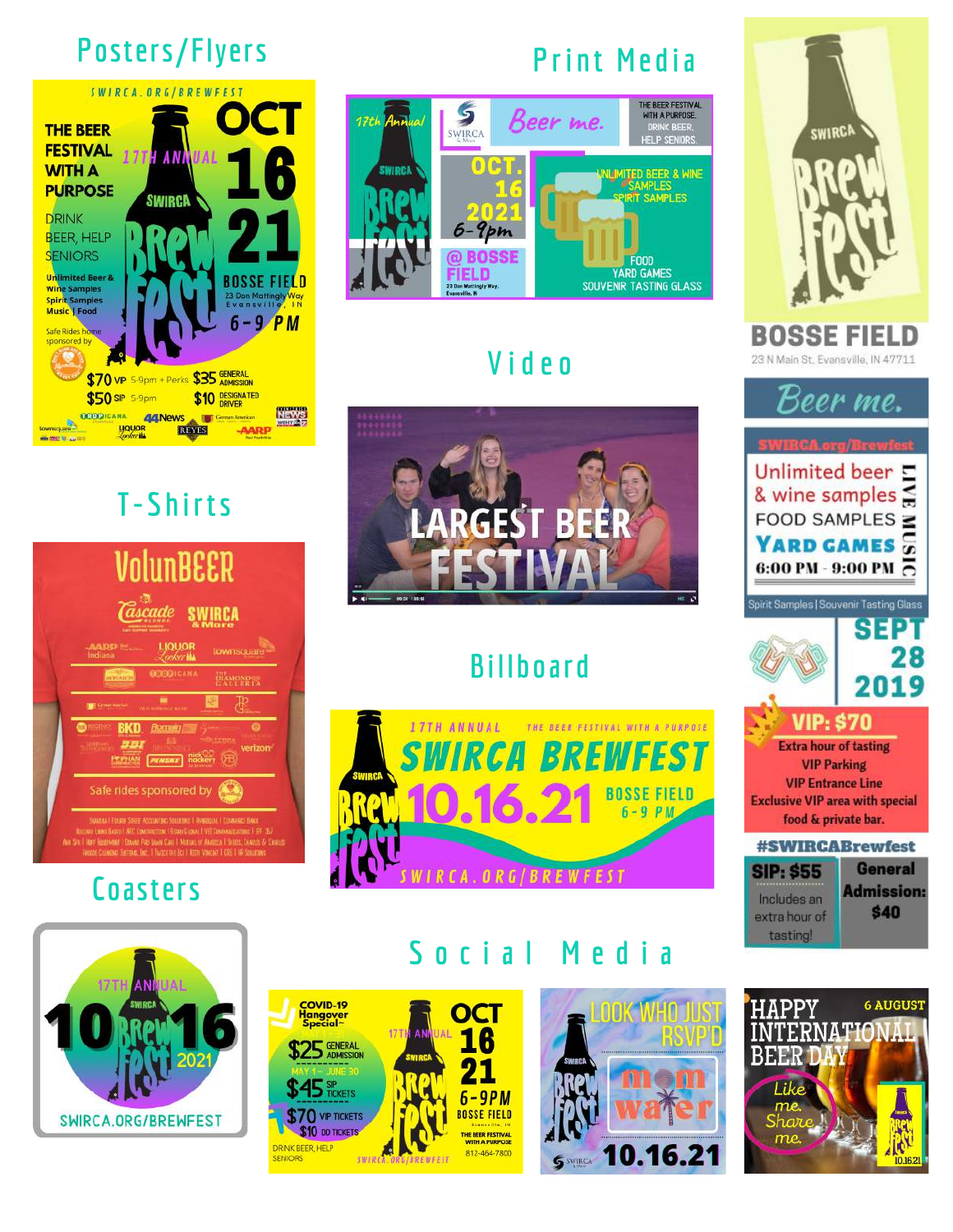## Posters/Flyers

SWIRCA.ORG/BREWFEST

THE BEER FESTIVAL WITH A PURPOSE

DRINK BEER, HELP SENIORS

17TH ANNUAL

SWIRCA Brew Fest

OCT 16 21

Unlimited Beer & Wine Samples
Spirit Samples
Music | Food

BOSSE FIELD
23 Don Mattingly Way
Evansville, IN

6-9 PM

Safe Rides home sponsored by

$70 VIP 5-9pm + Perks
$50 SIP 5-9pm
$35 GENERAL ADMISSION
$10 DESIGNATED DRIVER

## Print Media

17th Annual

SWIRCA & More

Beer me.

THE BEER FESTIVAL WITH A PURPOSE. DRINK BEER, HELP SENIORS

OCT. 16 2021 6-9pm

@ BOSSE FIELD
23 Don Mattingly Way, Evansville, IN

UNLIMITED BEER & WINE SAMPLES
SPIRIT SAMPLES

FOOD
YARD GAMES
SOUVENIR TASTING GLASS

SWIRCA Brew Fest

BOSSE FIELD
23 N Main St. Evansville, IN 47711

Beer me.

SWIRCA.org/Brewfest

Unlimited beer & wine samples
FOOD SAMPLES
YARD GAMES
6:00 PM - 9:00 PM
LIVE MUSIC

Spirit Samples | Souvenir Tasting Glass

SEPT 28 2019

VIP: $70
Extra hour of tasting
VIP Parking
VIP Entrance Line
Exclusive VIP area with special food & private bar.

#SWIRCABrewfest

SIP: $55
Includes an extra hour of tasting!

General Admission: $40

## Video

LARGEST BEER FESTIVAL

## T-Shirts

VolunBEER

Safe rides sponsored by

## Billboard

17TH ANNUAL THE BEER FESTIVAL WITH A PURPOSE

SWIRCA BREWFEST

10.16.21

BOSSE FIELD 6-9 PM

SWIRCA.ORG/BREWFEST

## Coasters

17TH ANNUAL

10 SWIRCA Brew Fest 16 2021

SWIRCA.ORG/BREWFEST

## Social Media

COVID-19 Hangover Special~

$25 GENERAL ADMISSION
MAY 1 - JUNE 30
$45 SIP TICKETS
$70 VIP TICKETS
$10 DD TICKETS

DRINK BEER, HELP SENIORS

17TH ANNUAL

OCT 16 21
6-9PM
BOSSE FIELD

THE BEER FESTIVAL WITH A PURPOSE

812-464-7800

SWIRCA.ORG/BREWFEST

LOOK WHO JUST RSVP'D

mom water

10.16.21

SWIRCA

HAPPY INTERNATIONAL BEER DAY

6 AUGUST

Like me. Share me.

10.16.21